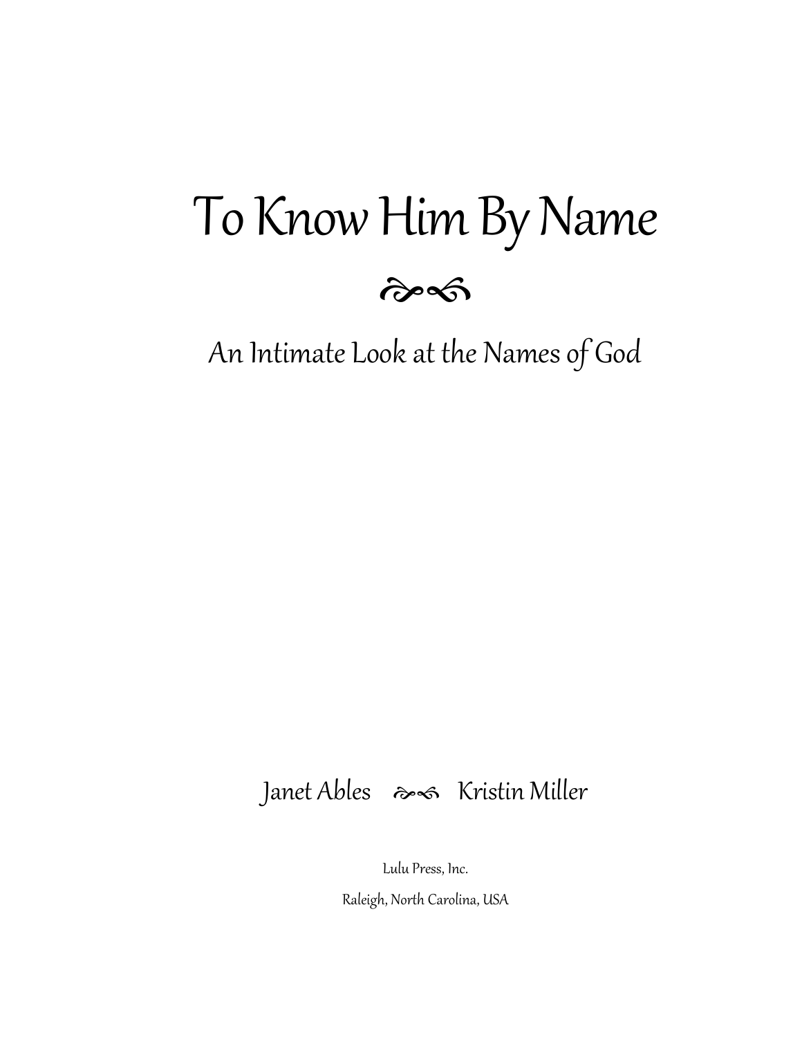# To Know Him By Name

## An Intimate Look at the Names of God

Janet Ables Kristin Miller

Lulu Press, Inc.

Raleigh, North Carolina, USA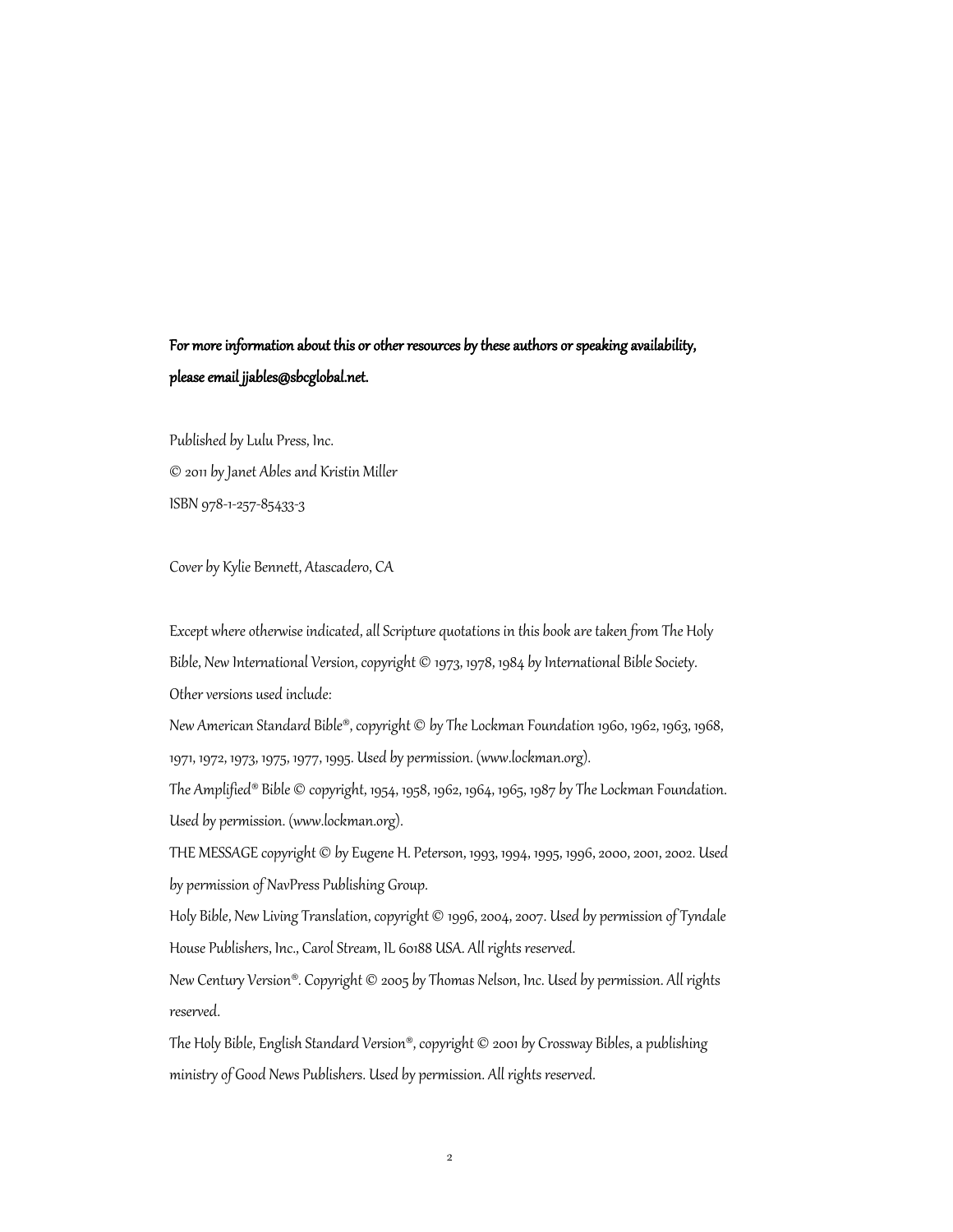**For more information about this or other resources by these authors or speaking availability, please email jjables@sbcglobal.net.**

*Published by Lulu Press, Inc.*

*© 2011 by Janet Ables and Kristin Miller*

*ISBN 978-1-257-85433-3*

*Cover by Kylie Bennett, Atascadero, CA*

*Except where otherwise indicated, all Scripture quotations in this book are taken from The Holy Bible, New International Version, copyright © 1973, 1978, 1984 by International Bible Society.*

*Other versions used include:*

*New American Standard Bible®, copyright © by The Lockman Foundation 1960, 1962, 1963, 1968, 1971, 1972, 1973, 1975, 1977, 1995. Used by permission. (www.lockman.org).*

*The Amplified® Bible © copyright, 1954, 1958, 1962, 1964, 1965, 1987 by The Lockman Foundation. Used by permission. (www.lockman.org).*

*THE MESSAGE copyright © by Eugene H. Peterson, 1993, 1994, 1995, 1996, 2000, 2001, 2002. Used by permission of NavPress Publishing Group.*

*Holy Bible, New Living Translation, copyright © 1996, 2004, 2007. Used by permission of Tyndale House Publishers, Inc., Carol Stream, IL 60188 USA. All rights reserved.*

*New Century Version®. Copyright © 2005 by Thomas Nelson, Inc. Used by permission. All rights reserved.*

*The Holy Bible, English Standard Version®, copyright © 2001 by Crossway Bibles, a publishing ministry of Good News Publishers. Used by permission. All rights reserved.*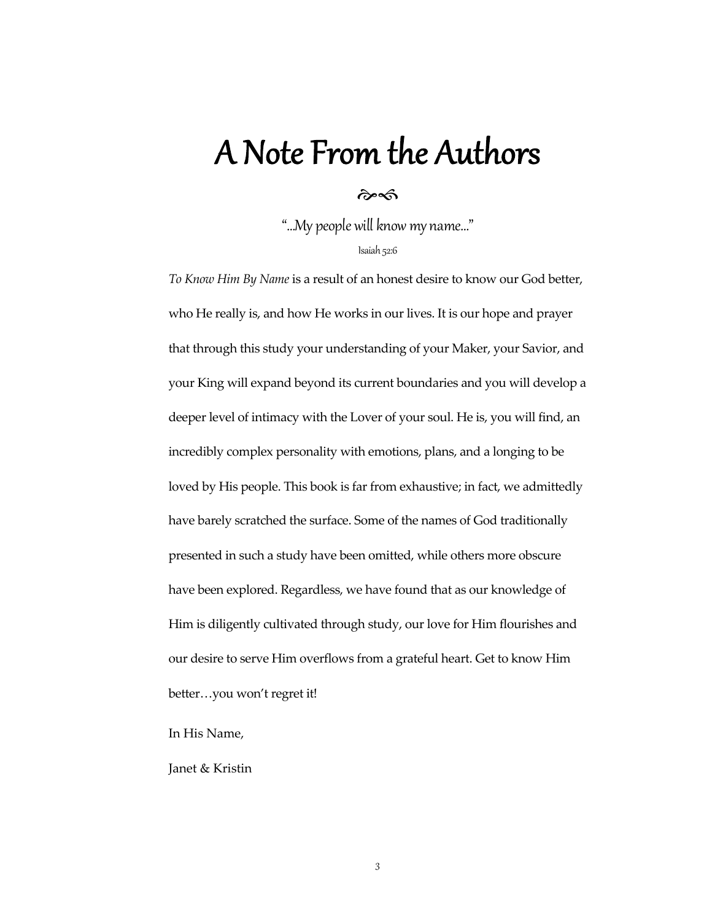# A Note From the Authors

"...My people will know my name..."

Isaiah 52:6

*To Know Him By Name* is a result of an honest desire to know our God better, who He really is, and how He works in our lives. It is our hope and prayer that through this study your understanding of your Maker, your Savior, and your King will expand beyond its current boundaries and you will develop a deeper level of intimacy with the Lover of your soul. He is, you will find, an incredibly complex personality with emotions, plans, and a longing to be loved by His people. This book is far from exhaustive; in fact, we admittedly have barely scratched the surface. Some of the names of God traditionally presented in such a study have been omitted, while others more obscure have been explored. Regardless, we have found that as our knowledge of Him is diligently cultivated through study, our love for Him flourishes and our desire to serve Him overflows from a grateful heart. Get to know Him better…you won't regret it!

In His Name,

Janet & Kristin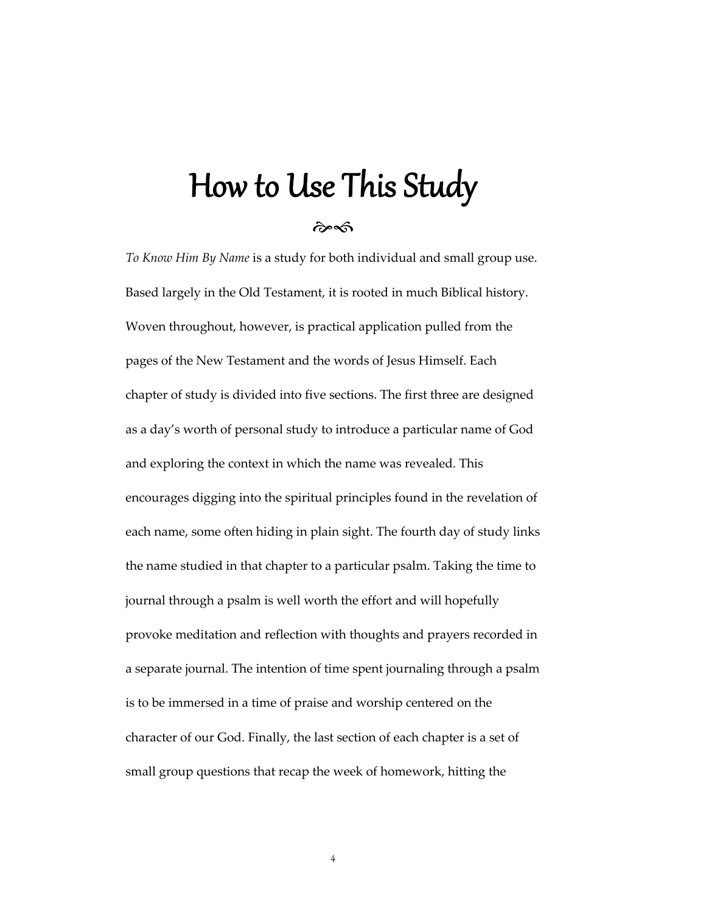# How to Use This Study

*To Know Him By Name* is a study for both individual and small group use. Based largely in the Old Testament, it is rooted in much Biblical history. Woven throughout, however, is practical application pulled from the pages of the New Testament and the words of Jesus Himself. Each chapter of study is divided into five sections. The first three are designed as a day's worth of personal study to introduce a particular name of God and exploring the context in which the name was revealed. This encourages digging into the spiritual principles found in the revelation of each name, some often hiding in plain sight. The fourth day of study links the name studied in that chapter to a particular psalm. Taking the time to journal through a psalm is well worth the effort and will hopefully provoke meditation and reflection with thoughts and prayers recorded in a separate journal. The intention of time spent journaling through a psalm is to be immersed in a time of praise and worship centered on the character of our God. Finally, the last section of each chapter is a set of small group questions that recap the week of homework, hitting the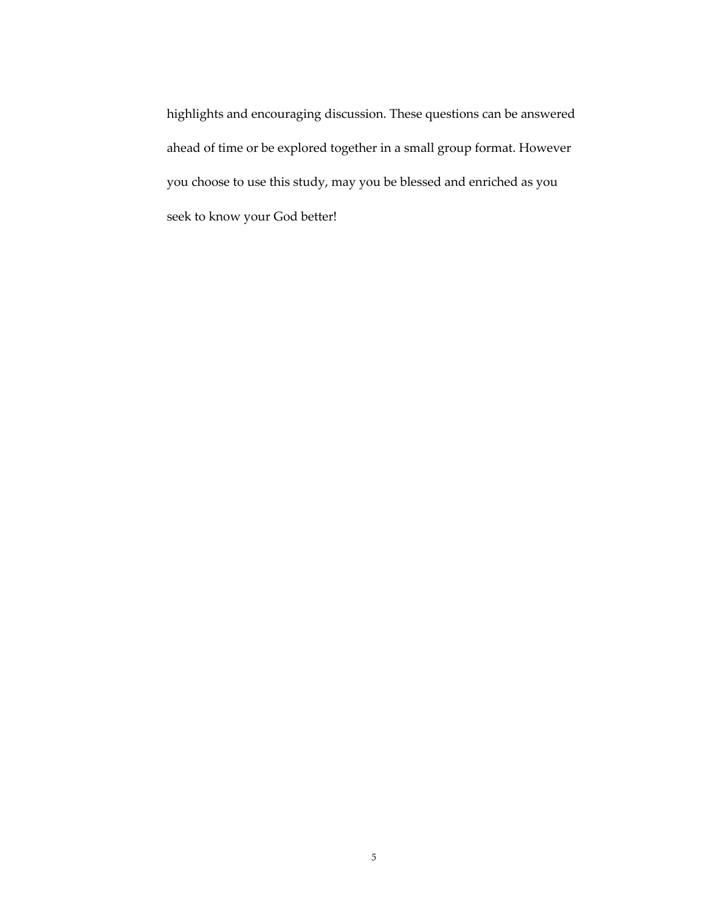highlights and encouraging discussion. These questions can be answered ahead of time or be explored together in a small group format. However you choose to use this study, may you be blessed and enriched as you seek to know your God better!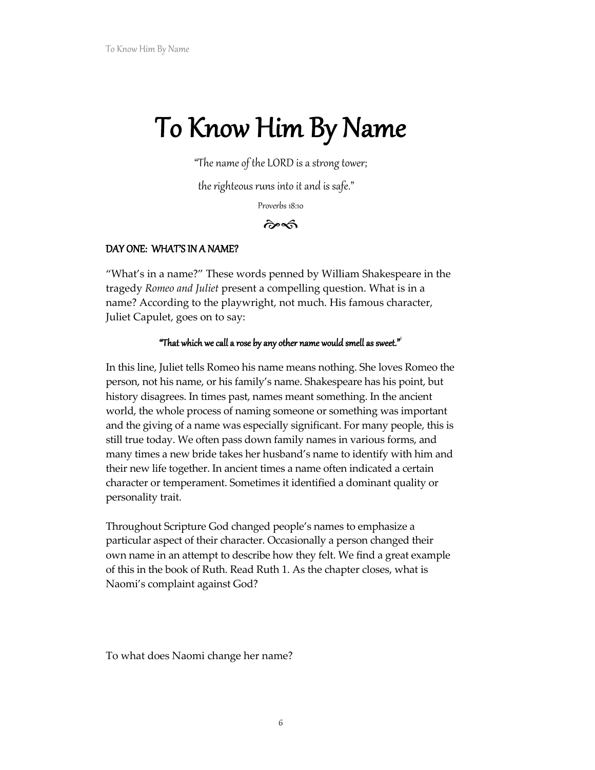# To Know Him By Name

*"The name of the LORD is a strong tower;*

*the righteous runs into it and is safe."*

Proverbs 18:10

ᘓᘐ

## DAY ONE: WHAT'S IN A NAME?

"What's in a name?" These words penned by William Shakespeare in the tragedy *Romeo and Juliet* present a compelling question. What is in a name? According to the playwright, not much. His famous character, Juliet Capulet, goes on to say:

**"That which we call a rose by any other name would smell as sweet."**[1]

In this line, Juliet tells Romeo his name means nothing. She loves Romeo the person, not his name, or his family's name. Shakespeare has his point, but history disagrees. In times past, names meant something. In the ancient world, the whole process of naming someone or something was important and the giving of a name was especially significant. For many people, this is still true today. We often pass down family names in various forms, and many times a new bride takes her husband's name to identify with him and their new life together. In ancient times a name often indicated a certain character or temperament. Sometimes it identified a dominant quality or personality trait.

Throughout Scripture God changed people's names to emphasize a particular aspect of their character. Occasionally a person changed their own name in an attempt to describe how they felt. We find a great example of this in the book of Ruth. Read Ruth 1. As the chapter closes, what is Naomi's complaint against God?

To what does Naomi change her name?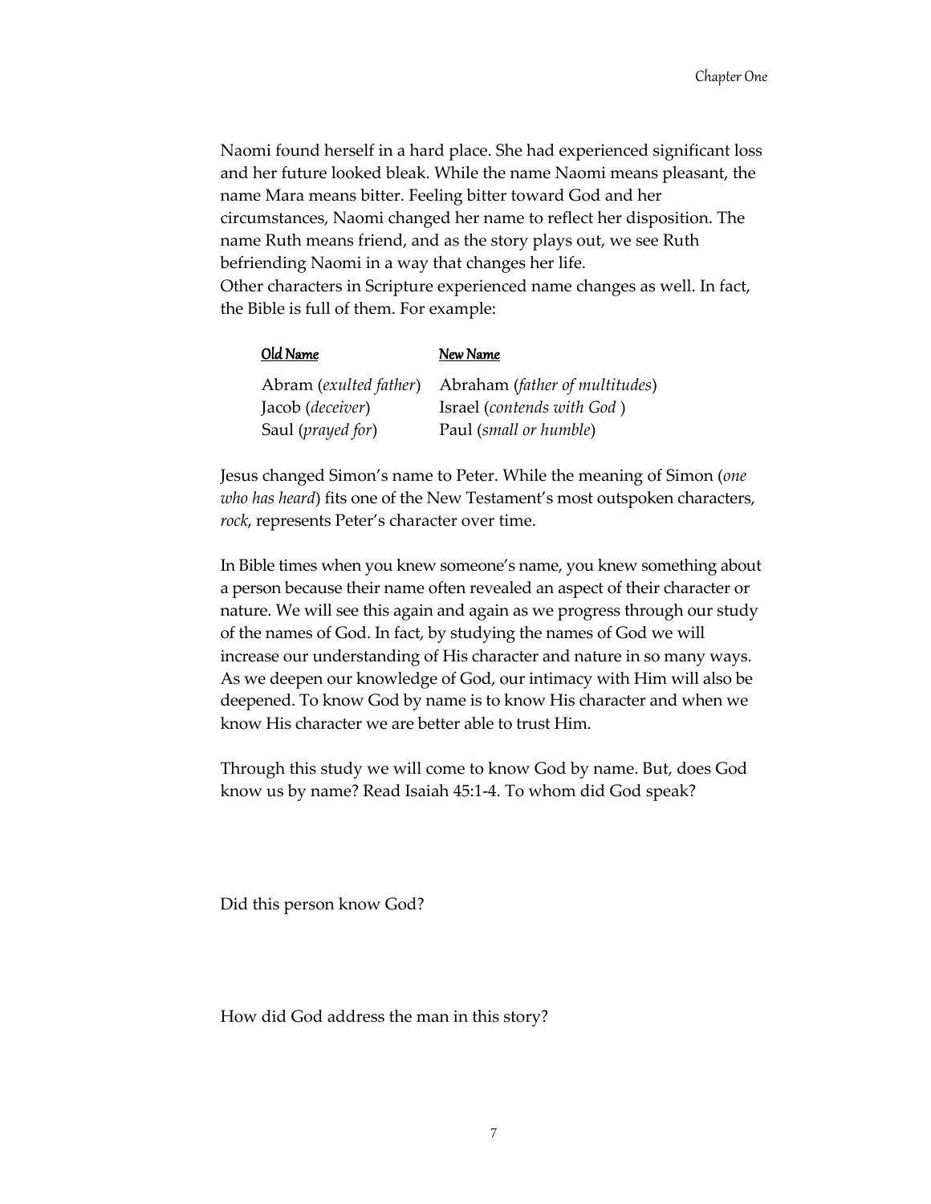Naomi found herself in a hard place. She had experienced significant loss and her future looked bleak. While the name Naomi means pleasant, the name Mara means bitter. Feeling bitter toward God and her circumstances, Naomi changed her name to reflect her disposition. The name Ruth means friend, and as the story plays out, we see Ruth befriending Naomi in a way that changes her life.
Other characters in Scripture experienced name changes as well. In fact, the Bible is full of them. For example:

| Old Name | New Name |
|---|---|
| Abram (*exulted father*) | Abraham (*father of multitudes*) |
| Jacob (*deceiver*) | Israel (*contends with God* ) |
| Saul (*prayed for*) | Paul (*small or humble*) |

Jesus changed Simon's name to Peter. While the meaning of Simon (*one who has heard*) fits one of the New Testament's most outspoken characters, *rock*, represents Peter's character over time.

In Bible times when you knew someone's name, you knew something about a person because their name often revealed an aspect of their character or nature. We will see this again and again as we progress through our study of the names of God. In fact, by studying the names of God we will increase our understanding of His character and nature in so many ways. As we deepen our knowledge of God, our intimacy with Him will also be deepened. To know God by name is to know His character and when we know His character we are better able to trust Him.

Through this study we will come to know God by name. But, does God know us by name? Read Isaiah 45:1-4. To whom did God speak?

Did this person know God?

How did God address the man in this story?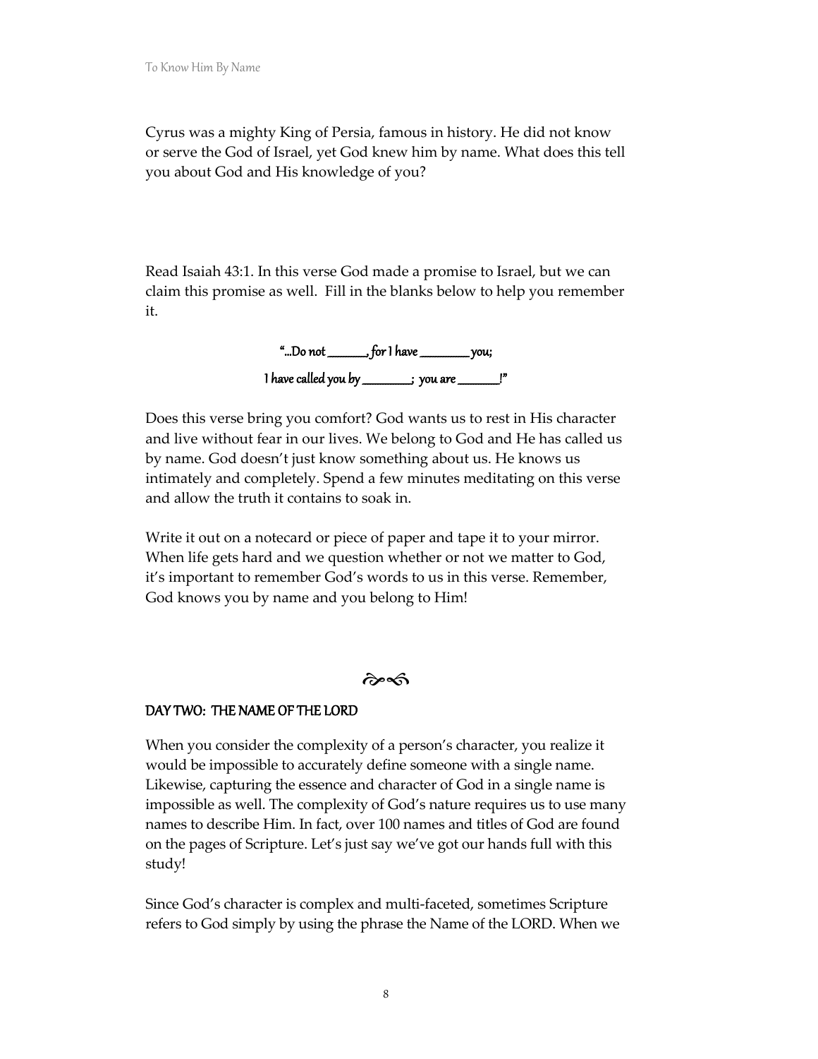Cyrus was a mighty King of Persia, famous in history. He did not know or serve the God of Israel, yet God knew him by name. What does this tell you about God and His knowledge of you?

Read Isaiah 43:1. In this verse God made a promise to Israel, but we can claim this promise as well. Fill in the blanks below to help you remember it.

"...Do not \_\_\_\_\_\_\_, for I have \_\_\_\_\_\_\_\_\_ you;
I have called you by \_\_\_\_\_\_\_\_\_; you are \_\_\_\_\_\_\_\_!"

Does this verse bring you comfort? God wants us to rest in His character and live without fear in our lives. We belong to God and He has called us by name. God doesn't just know something about us. He knows us intimately and completely. Spend a few minutes meditating on this verse and allow the truth it contains to soak in.

Write it out on a notecard or piece of paper and tape it to your mirror. When life gets hard and we question whether or not we matter to God, it's important to remember God's words to us in this verse. Remember, God knows you by name and you belong to Him!

## DAY TWO: THE NAME OF THE LORD

When you consider the complexity of a person's character, you realize it would be impossible to accurately define someone with a single name. Likewise, capturing the essence and character of God in a single name is impossible as well. The complexity of God's nature requires us to use many names to describe Him. In fact, over 100 names and titles of God are found on the pages of Scripture. Let's just say we've got our hands full with this study!

Since God's character is complex and multi-faceted, sometimes Scripture refers to God simply by using the phrase the Name of the LORD. When we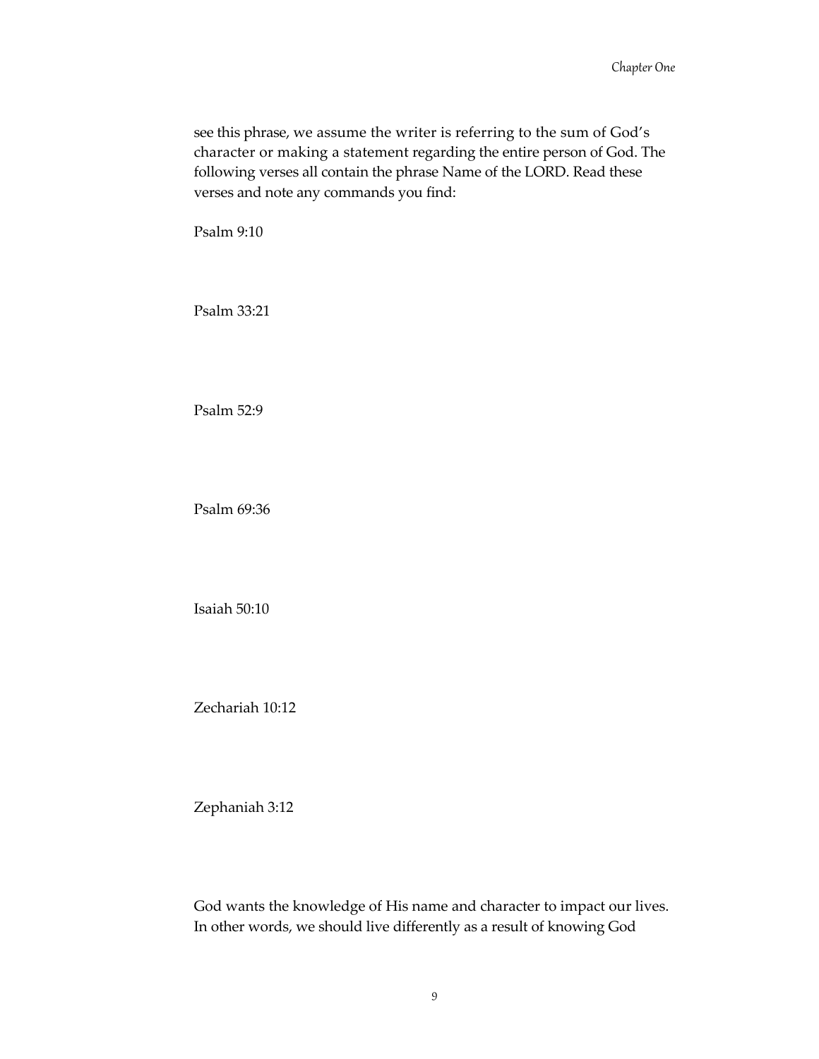see this phrase, we assume the writer is referring to the sum of God's character or making a statement regarding the entire person of God. The following verses all contain the phrase Name of the LORD. Read these verses and note any commands you find:

Psalm 9:10

Psalm 33:21

Psalm 52:9

Psalm 69:36

Isaiah 50:10

Zechariah 10:12

Zephaniah 3:12

God wants the knowledge of His name and character to impact our lives. In other words, we should live differently as a result of knowing God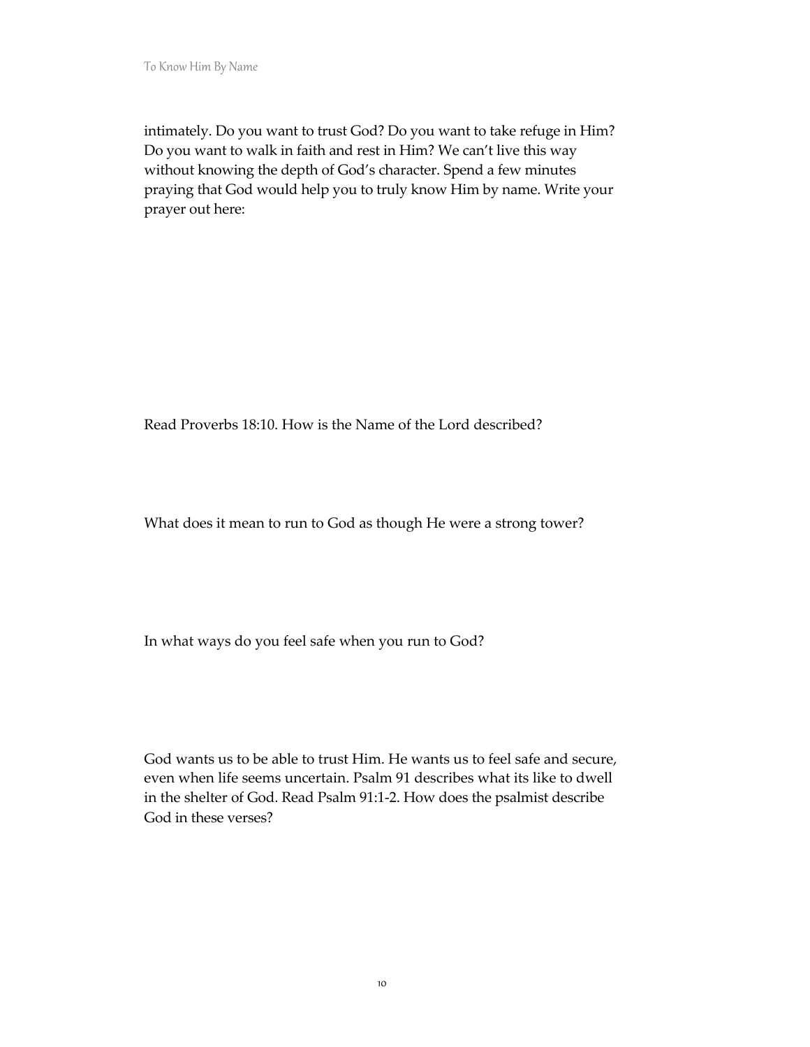intimately. Do you want to trust God? Do you want to take refuge in Him? Do you want to walk in faith and rest in Him? We can't live this way without knowing the depth of God's character. Spend a few minutes praying that God would help you to truly know Him by name. Write your prayer out here:

Read Proverbs 18:10. How is the Name of the Lord described?

What does it mean to run to God as though He were a strong tower?

In what ways do you feel safe when you run to God?

God wants us to be able to trust Him. He wants us to feel safe and secure, even when life seems uncertain. Psalm 91 describes what its like to dwell in the shelter of God. Read Psalm 91:1-2. How does the psalmist describe God in these verses?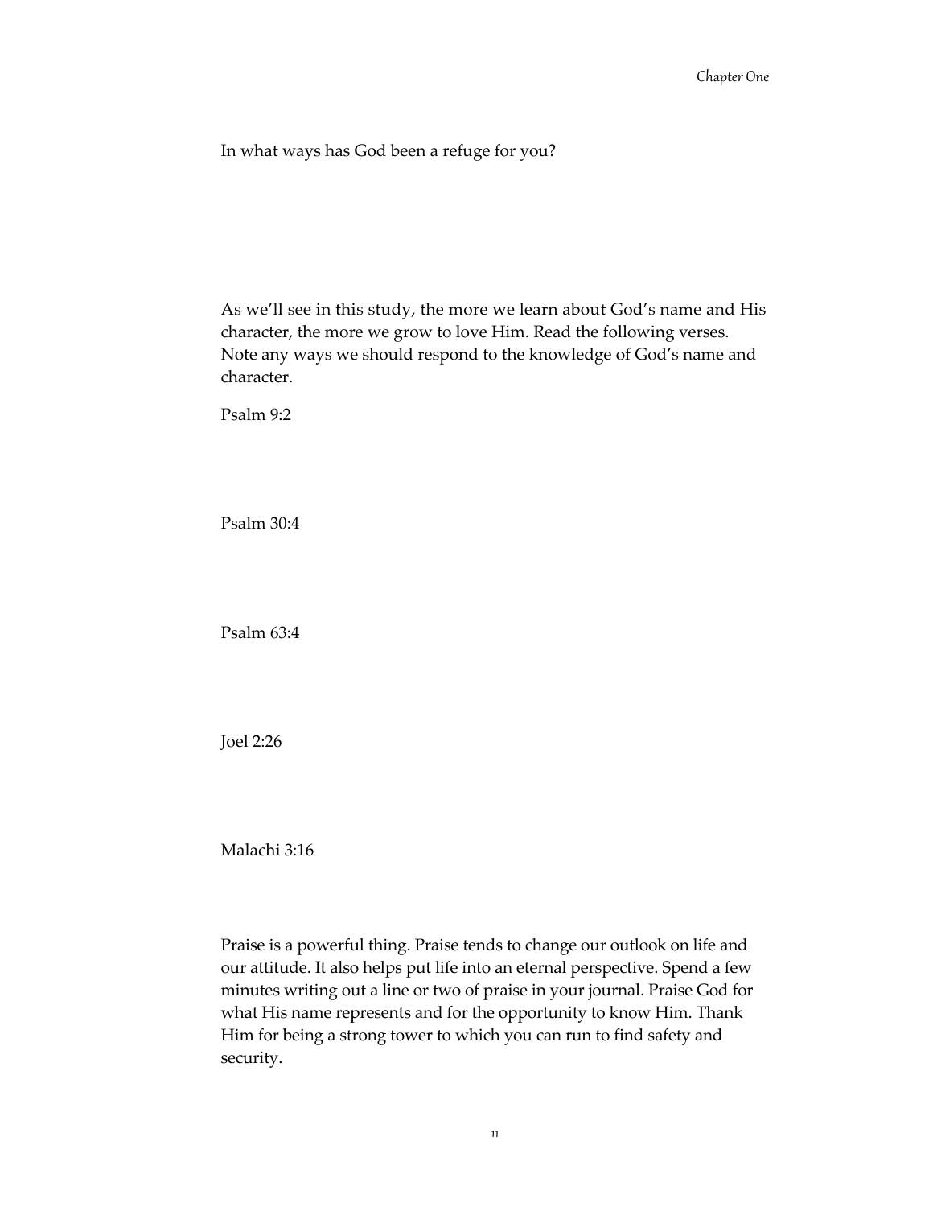In what ways has God been a refuge for you?

As we'll see in this study, the more we learn about God's name and His character, the more we grow to love Him. Read the following verses. Note any ways we should respond to the knowledge of God's name and character.

Psalm 9:2

Psalm 30:4

Psalm 63:4

Joel 2:26

Malachi 3:16

Praise is a powerful thing. Praise tends to change our outlook on life and our attitude. It also helps put life into an eternal perspective. Spend a few minutes writing out a line or two of praise in your journal. Praise God for what His name represents and for the opportunity to know Him. Thank Him for being a strong tower to which you can run to find safety and security.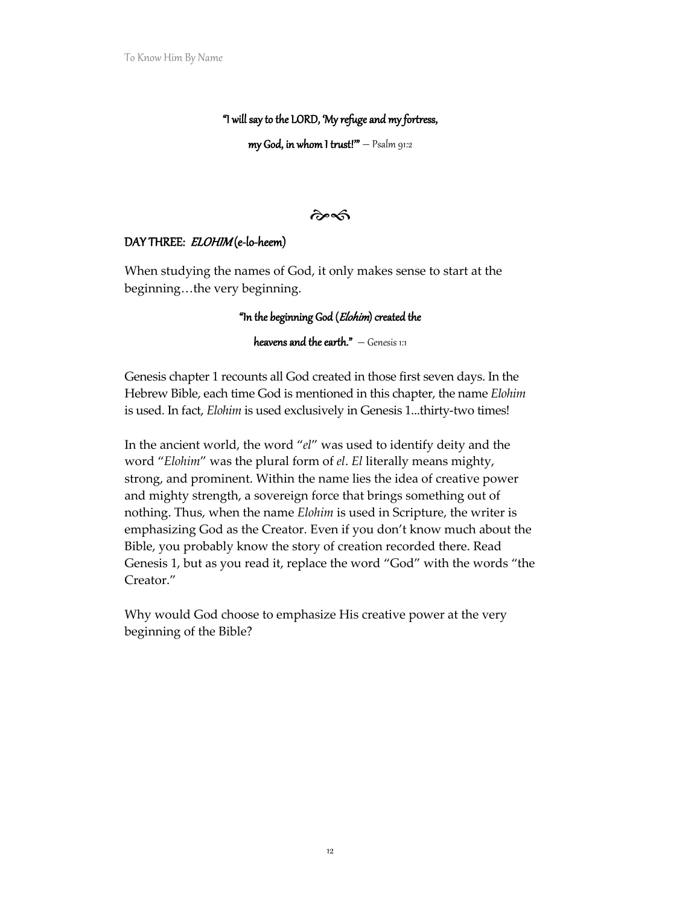**"I will say to the LORD, 'My refuge and my fortress,**

**my God, in whom I trust!'"** — Psalm 91:2

---

## DAY THREE: *ELOHIM* (e-lo-heem)

When studying the names of God, it only makes sense to start at the beginning…the very beginning.

**"In the beginning God (*Elohim*) created the**

**heavens and the earth."** — Genesis 1:1

Genesis chapter 1 recounts all God created in those first seven days. In the Hebrew Bible, each time God is mentioned in this chapter, the name *Elohim* is used. In fact, *Elohim* is used exclusively in Genesis 1...thirty-two times!

In the ancient world, the word "*el*" was used to identify deity and the word "*Elohim*" was the plural form of *el*. *El* literally means mighty, strong, and prominent. Within the name lies the idea of creative power and mighty strength, a sovereign force that brings something out of nothing. Thus, when the name *Elohim* is used in Scripture, the writer is emphasizing God as the Creator. Even if you don't know much about the Bible, you probably know the story of creation recorded there. Read Genesis 1, but as you read it, replace the word "God" with the words "the Creator."

Why would God choose to emphasize His creative power at the very beginning of the Bible?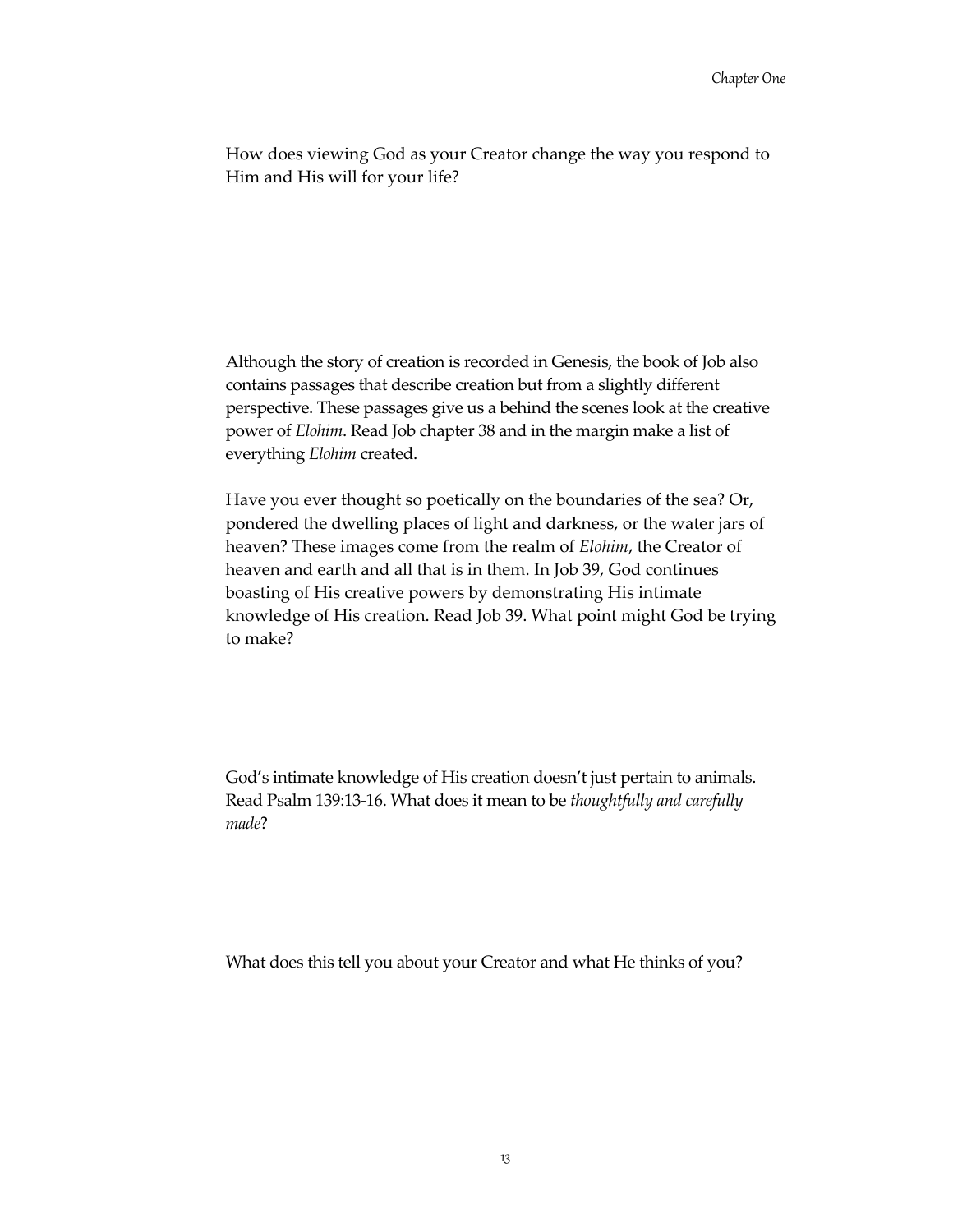How does viewing God as your Creator change the way you respond to Him and His will for your life?

Although the story of creation is recorded in Genesis, the book of Job also contains passages that describe creation but from a slightly different perspective. These passages give us a behind the scenes look at the creative power of *Elohim*. Read Job chapter 38 and in the margin make a list of everything *Elohim* created.

Have you ever thought so poetically on the boundaries of the sea? Or, pondered the dwelling places of light and darkness, or the water jars of heaven? These images come from the realm of *Elohim*, the Creator of heaven and earth and all that is in them. In Job 39, God continues boasting of His creative powers by demonstrating His intimate knowledge of His creation. Read Job 39. What point might God be trying to make?

God's intimate knowledge of His creation doesn't just pertain to animals. Read Psalm 139:13-16. What does it mean to be *thoughtfully and carefully made*?

What does this tell you about your Creator and what He thinks of you?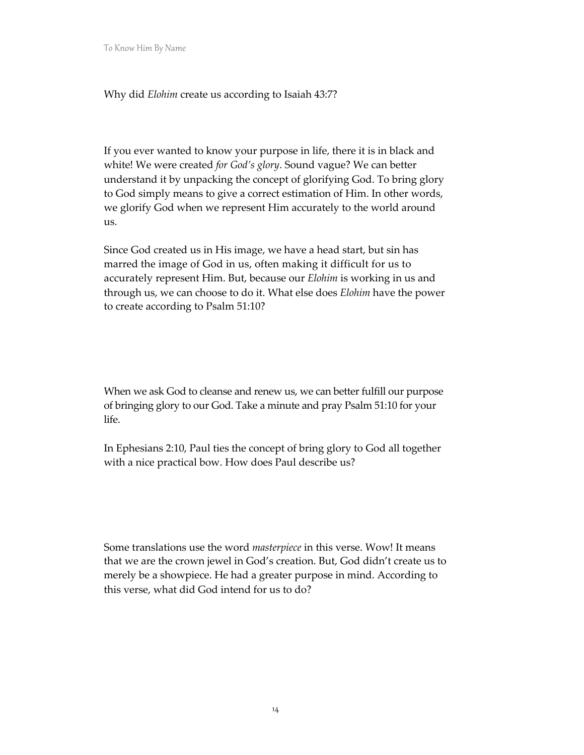Why did *Elohim* create us according to Isaiah 43:7?

If you ever wanted to know your purpose in life, there it is in black and white! We were created *for God's glory*. Sound vague? We can better understand it by unpacking the concept of glorifying God. To bring glory to God simply means to give a correct estimation of Him. In other words, we glorify God when we represent Him accurately to the world around us.

Since God created us in His image, we have a head start, but sin has marred the image of God in us, often making it difficult for us to accurately represent Him. But, because our *Elohim* is working in us and through us, we can choose to do it. What else does *Elohim* have the power to create according to Psalm 51:10?

When we ask God to cleanse and renew us, we can better fulfill our purpose of bringing glory to our God. Take a minute and pray Psalm 51:10 for your life.

In Ephesians 2:10, Paul ties the concept of bring glory to God all together with a nice practical bow. How does Paul describe us?

Some translations use the word *masterpiece* in this verse. Wow! It means that we are the crown jewel in God's creation. But, God didn't create us to merely be a showpiece. He had a greater purpose in mind. According to this verse, what did God intend for us to do?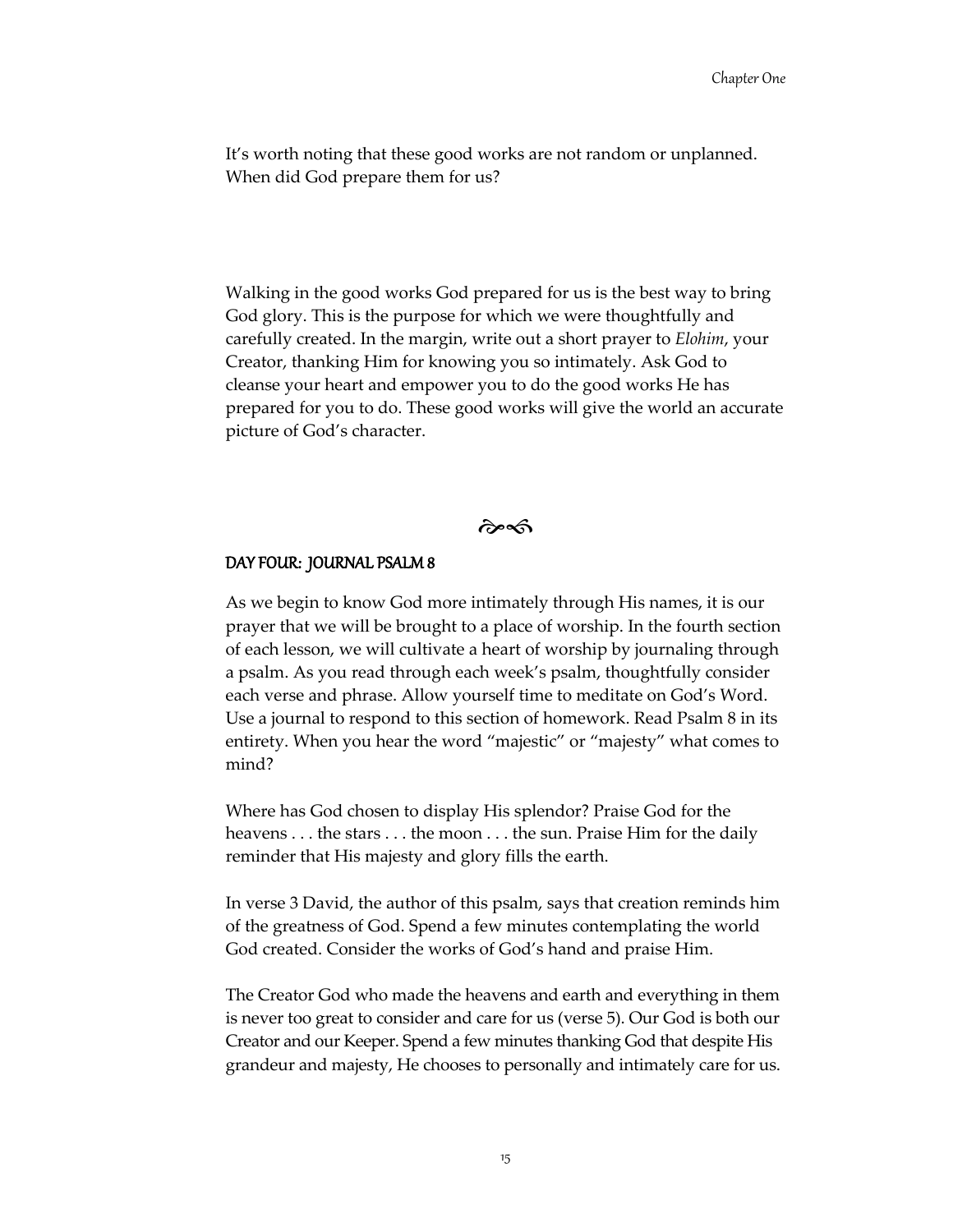It's worth noting that these good works are not random or unplanned. When did God prepare them for us?

Walking in the good works God prepared for us is the best way to bring God glory. This is the purpose for which we were thoughtfully and carefully created. In the margin, write out a short prayer to *Elohim*, your Creator, thanking Him for knowing you so intimately. Ask God to cleanse your heart and empower you to do the good works He has prepared for you to do. These good works will give the world an accurate picture of God's character.

## DAY FOUR: JOURNAL PSALM 8

As we begin to know God more intimately through His names, it is our prayer that we will be brought to a place of worship. In the fourth section of each lesson, we will cultivate a heart of worship by journaling through a psalm. As you read through each week's psalm, thoughtfully consider each verse and phrase. Allow yourself time to meditate on God's Word. Use a journal to respond to this section of homework. Read Psalm 8 in its entirety. When you hear the word "majestic" or "majesty" what comes to mind?

Where has God chosen to display His splendor? Praise God for the heavens . . . the stars . . . the moon . . . the sun. Praise Him for the daily reminder that His majesty and glory fills the earth.

In verse 3 David, the author of this psalm, says that creation reminds him of the greatness of God. Spend a few minutes contemplating the world God created. Consider the works of God's hand and praise Him.

The Creator God who made the heavens and earth and everything in them is never too great to consider and care for us (verse 5). Our God is both our Creator and our Keeper. Spend a few minutes thanking God that despite His grandeur and majesty, He chooses to personally and intimately care for us.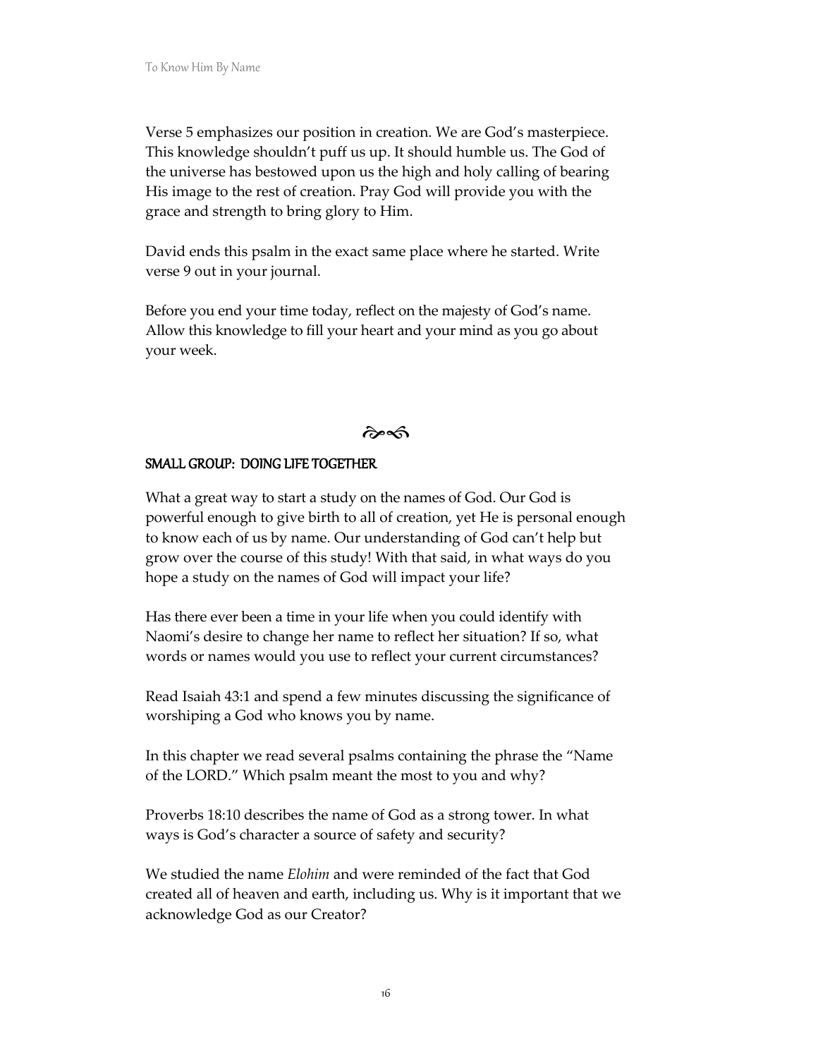Verse 5 emphasizes our position in creation. We are God's masterpiece. This knowledge shouldn't puff us up. It should humble us. The God of the universe has bestowed upon us the high and holy calling of bearing His image to the rest of creation. Pray God will provide you with the grace and strength to bring glory to Him.

David ends this psalm in the exact same place where he started. Write verse 9 out in your journal.

Before you end your time today, reflect on the majesty of God's name. Allow this knowledge to fill your heart and your mind as you go about your week.

---

## SMALL GROUP: DOING LIFE TOGETHER

What a great way to start a study on the names of God. Our God is powerful enough to give birth to all of creation, yet He is personal enough to know each of us by name. Our understanding of God can't help but grow over the course of this study! With that said, in what ways do you hope a study on the names of God will impact your life?

Has there ever been a time in your life when you could identify with Naomi's desire to change her name to reflect her situation? If so, what words or names would you use to reflect your current circumstances?

Read Isaiah 43:1 and spend a few minutes discussing the significance of worshiping a God who knows you by name.

In this chapter we read several psalms containing the phrase the "Name of the LORD." Which psalm meant the most to you and why?

Proverbs 18:10 describes the name of God as a strong tower. In what ways is God's character a source of safety and security?

We studied the name *Elohim* and were reminded of the fact that God created all of heaven and earth, including us. Why is it important that we acknowledge God as our Creator?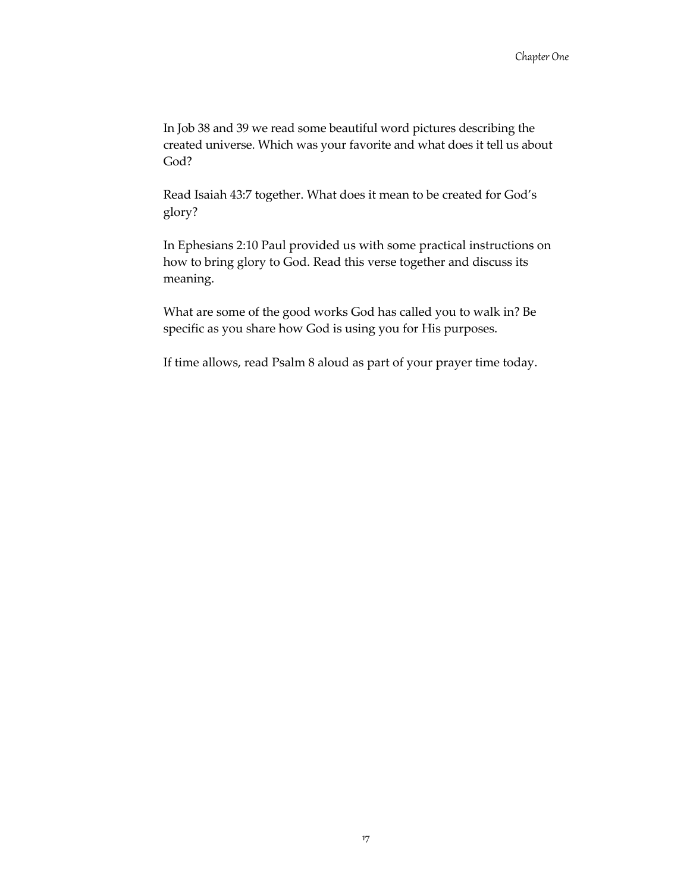In Job 38 and 39 we read some beautiful word pictures describing the created universe. Which was your favorite and what does it tell us about God?

Read Isaiah 43:7 together. What does it mean to be created for God's glory?

In Ephesians 2:10 Paul provided us with some practical instructions on how to bring glory to God. Read this verse together and discuss its meaning.

What are some of the good works God has called you to walk in? Be specific as you share how God is using you for His purposes.

If time allows, read Psalm 8 aloud as part of your prayer time today.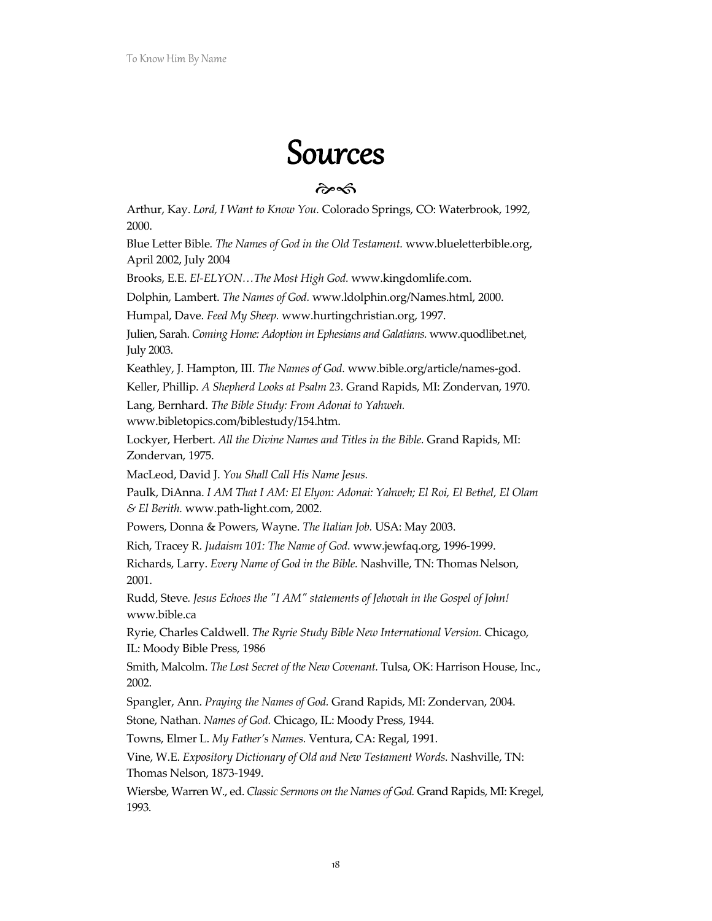# Sources

Arthur, Kay. *Lord, I Want to Know You.* Colorado Springs, CO: Waterbrook, 1992, 2000.

Blue Letter Bible. *The Names of God in the Old Testament.* www.blueletterbible.org, April 2002, July 2004

Brooks, E.E. *El-ELYON…The Most High God.* www.kingdomlife.com.

Dolphin, Lambert. *The Names of God.* www.ldolphin.org/Names.html, 2000.

Humpal, Dave. *Feed My Sheep.* www.hurtingchristian.org, 1997.

Julien, Sarah. *Coming Home: Adoption in Ephesians and Galatians.* www.quodlibet.net, July 2003.

Keathley, J. Hampton, III. *The Names of God.* www.bible.org/article/names-god.

Keller, Phillip. *A Shepherd Looks at Psalm 23.* Grand Rapids, MI: Zondervan, 1970.

Lang, Bernhard. *The Bible Study: From Adonai to Yahweh.* www.bibletopics.com/biblestudy/154.htm.

Lockyer, Herbert. *All the Divine Names and Titles in the Bible.* Grand Rapids, MI: Zondervan, 1975.

MacLeod, David J. *You Shall Call His Name Jesus.*

Paulk, DiAnna. *I AM That I AM: El Elyon: Adonai: Yahweh; El Roi, El Bethel, El Olam & El Berith.* www.path-light.com, 2002.

Powers, Donna & Powers, Wayne. *The Italian Job.* USA: May 2003.

Rich, Tracey R. *Judaism 101: The Name of God.* www.jewfaq.org, 1996-1999.

Richards, Larry. *Every Name of God in the Bible.* Nashville, TN: Thomas Nelson, 2001.

Rudd, Steve. *Jesus Echoes the "I AM" statements of Jehovah in the Gospel of John!* www.bible.ca

Ryrie, Charles Caldwell. *The Ryrie Study Bible New International Version.* Chicago, IL: Moody Bible Press, 1986

Smith, Malcolm. *The Lost Secret of the New Covenant.* Tulsa, OK: Harrison House, Inc., 2002.

Spangler, Ann. *Praying the Names of God.* Grand Rapids, MI: Zondervan, 2004.

Stone, Nathan. *Names of God.* Chicago, IL: Moody Press, 1944.

Towns, Elmer L. *My Father's Names.* Ventura, CA: Regal, 1991.

Vine, W.E. *Expository Dictionary of Old and New Testament Words.* Nashville, TN: Thomas Nelson, 1873-1949.

Wiersbe, Warren W., ed. *Classic Sermons on the Names of God.* Grand Rapids, MI: Kregel, 1993.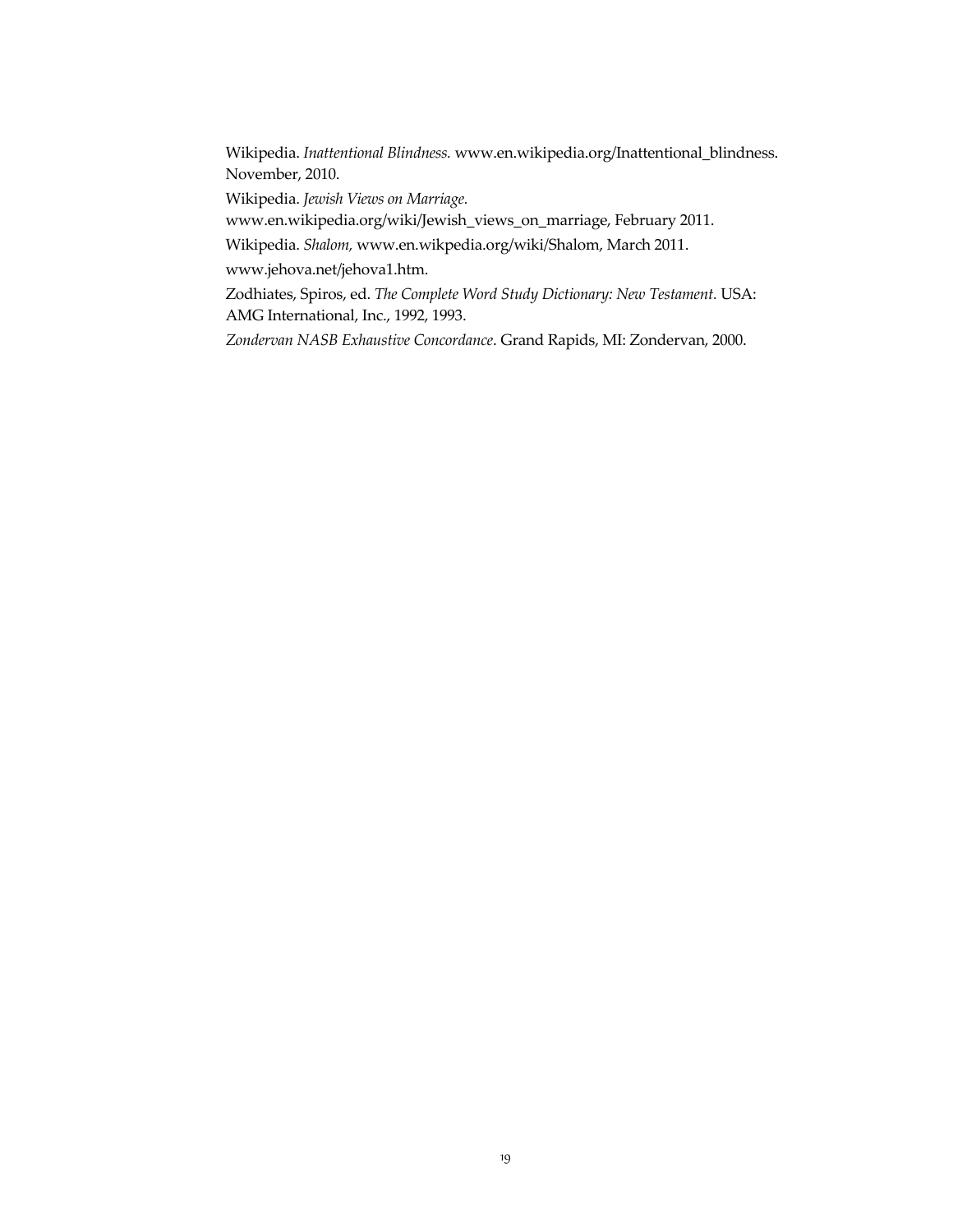Wikipedia. *Inattentional Blindness.* www.en.wikipedia.org/Inattentional_blindness. November, 2010.

Wikipedia. *Jewish Views on Marriage.* www.en.wikipedia.org/wiki/Jewish_views_on_marriage, February 2011.

Wikipedia. *Shalom,* www.en.wikpedia.org/wiki/Shalom, March 2011.

www.jehova.net/jehova1.htm.

Zodhiates, Spiros, ed. *The Complete Word Study Dictionary: New Testament.* USA: AMG International, Inc., 1992, 1993.

*Zondervan NASB Exhaustive Concordance*. Grand Rapids, MI: Zondervan, 2000.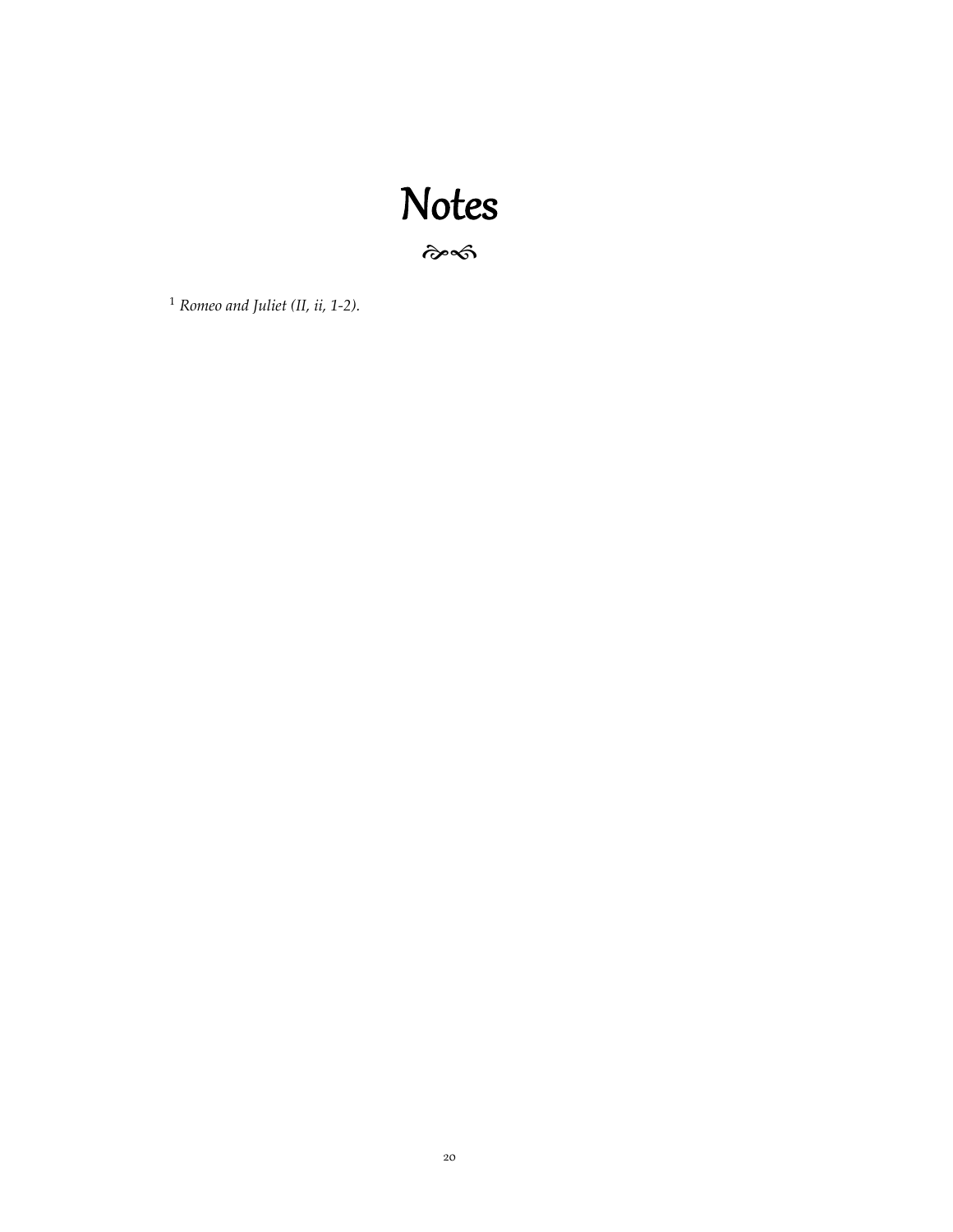# Notes

[1] *Romeo and Juliet (II, ii, 1-2).*